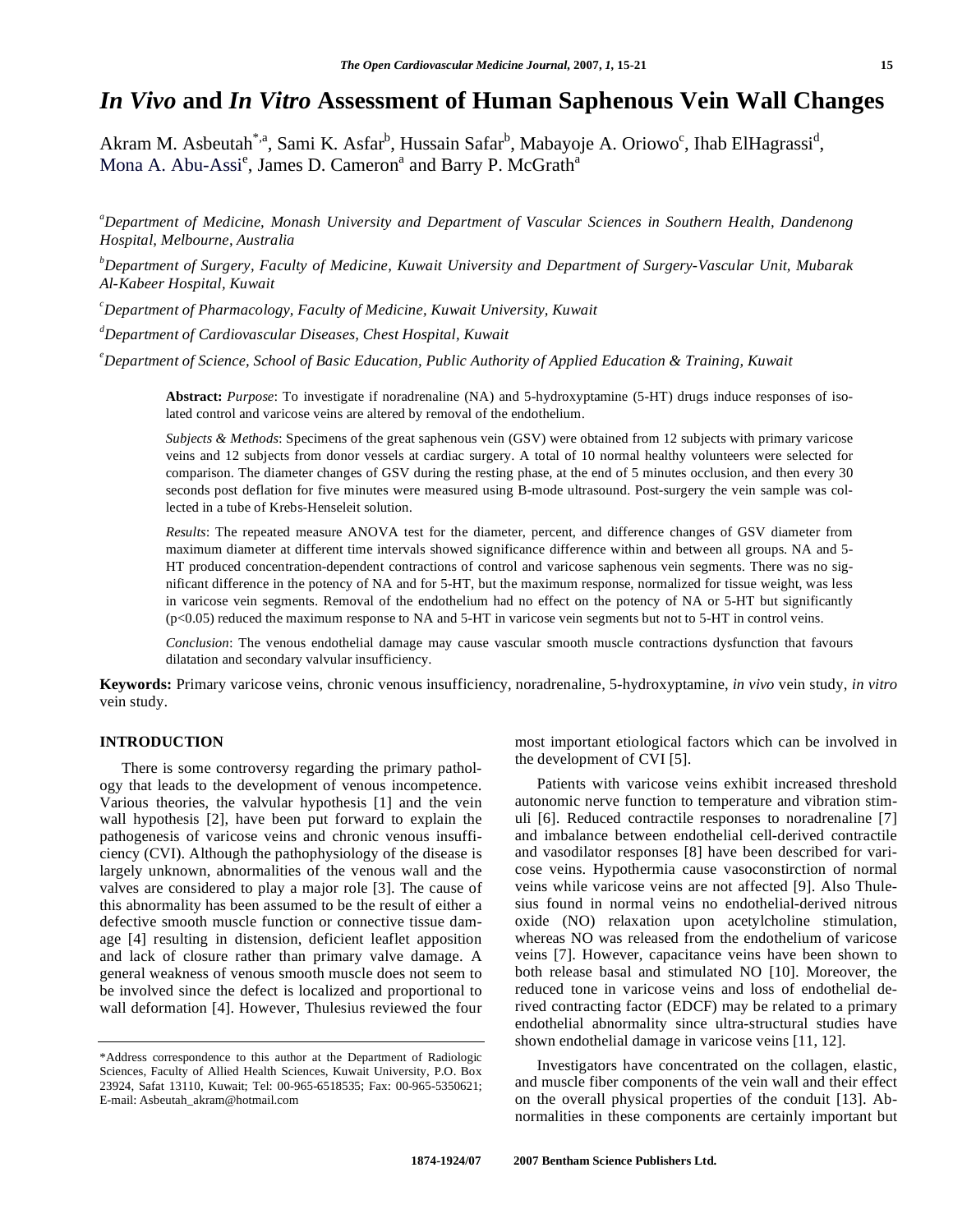# *In Vivo* and *In Vitro* Assessment of Human Saphenous Vein Wall Changes

Akram M. Asbeutah[*,a], Sami K. Asfar[b], Hussain Safar[b], Mabayoje A. Oriowo[c], Ihab ElHagrassi[d], Mona A. Abu-Assi[e], James D. Cameron[a] and Barry P. McGrath[a]

[a]*Department of Medicine, Monash University and Department of Vascular Sciences in Southern Health, Dandenong Hospital, Melbourne, Australia*

[b]*Department of Surgery, Faculty of Medicine, Kuwait University and Department of Surgery-Vascular Unit, Mubarak Al-Kabeer Hospital, Kuwait*

[c]*Department of Pharmacology, Faculty of Medicine, Kuwait University, Kuwait*

[d]*Department of Cardiovascular Diseases, Chest Hospital, Kuwait*

[e]*Department of Science, School of Basic Education, Public Authority of Applied Education & Training, Kuwait*

**Abstract:** *Purpose*: To investigate if noradrenaline (NA) and 5-hydroxyptamine (5-HT) drugs induce responses of isolated control and varicose veins are altered by removal of the endothelium.

*Subjects & Methods*: Specimens of the great saphenous vein (GSV) were obtained from 12 subjects with primary varicose veins and 12 subjects from donor vessels at cardiac surgery. A total of 10 normal healthy volunteers were selected for comparison. The diameter changes of GSV during the resting phase, at the end of 5 minutes occlusion, and then every 30 seconds post deflation for five minutes were measured using B-mode ultrasound. Post-surgery the vein sample was collected in a tube of Krebs-Henseleit solution.

*Results*: The repeated measure ANOVA test for the diameter, percent, and difference changes of GSV diameter from maximum diameter at different time intervals showed significance difference within and between all groups. NA and 5-HT produced concentration-dependent contractions of control and varicose saphenous vein segments. There was no significant difference in the potency of NA and for 5-HT, but the maximum response, normalized for tissue weight, was less in varicose vein segments. Removal of the endothelium had no effect on the potency of NA or 5-HT but significantly ($p<0.05$) reduced the maximum response to NA and 5-HT in varicose vein segments but not to 5-HT in control veins.

*Conclusion*: The venous endothelial damage may cause vascular smooth muscle contractions dysfunction that favours dilatation and secondary valvular insufficiency.

**Keywords:** Primary varicose veins, chronic venous insufficiency, noradrenaline, 5-hydroxyptamine, *in vivo* vein study, *in vitro* vein study.

## INTRODUCTION

There is some controversy regarding the primary pathology that leads to the development of venous incompetence. Various theories, the valvular hypothesis [1] and the vein wall hypothesis [2], have been put forward to explain the pathogenesis of varicose veins and chronic venous insufficiency (CVI). Although the pathophysiology of the disease is largely unknown, abnormalities of the venous wall and the valves are considered to play a major role [3]. The cause of this abnormality has been assumed to be the result of either a defective smooth muscle function or connective tissue damage [4] resulting in distension, deficient leaflet apposition and lack of closure rather than primary valve damage. A general weakness of venous smooth muscle does not seem to be involved since the defect is localized and proportional to wall deformation [4]. However, Thulesius reviewed the four most important etiological factors which can be involved in the development of CVI [5].

Patients with varicose veins exhibit increased threshold autonomic nerve function to temperature and vibration stimuli [6]. Reduced contractile responses to noradrenaline [7] and imbalance between endothelial cell-derived contractile and vasodilator responses [8] have been described for varicose veins. Hypothermia cause vasoconstirction of normal veins while varicose veins are not affected [9]. Also Thulesius found in normal veins no endothelial-derived nitrous oxide (NO) relaxation upon acetylcholine stimulation, whereas NO was released from the endothelium of varicose veins [7]. However, capacitance veins have been shown to both release basal and stimulated NO [10]. Moreover, the reduced tone in varicose veins and loss of endothelial derived contracting factor (EDCF) may be related to a primary endothelial abnormality since ultra-structural studies have shown endothelial damage in varicose veins [11, 12].

Investigators have concentrated on the collagen, elastic, and muscle fiber components of the vein wall and their effect on the overall physical properties of the conduit [13]. Abnormalities in these components are certainly important but

*Address correspondence to this author at the Department of Radiologic Sciences, Faculty of Allied Health Sciences, Kuwait University, P.O. Box 23924, Safat 13110, Kuwait; Tel: 00-965-6518535; Fax: 00-965-5350621; E-mail: Asbeutah_akram@hotmail.com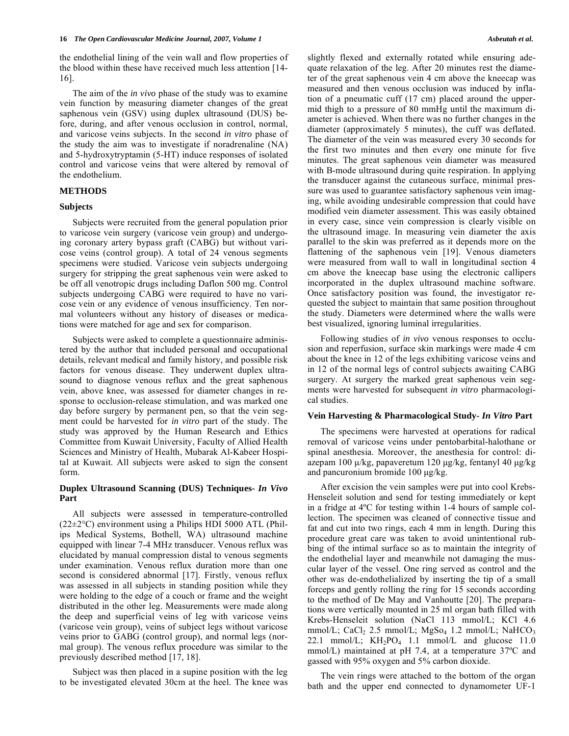the endothelial lining of the vein wall and flow properties of the blood within these have received much less attention [14-16].

The aim of the *in vivo* phase of the study was to examine vein function by measuring diameter changes of the great saphenous vein (GSV) using duplex ultrasound (DUS) before, during, and after venous occlusion in control, normal, and varicose veins subjects. In the second *in vitro* phase of the study the aim was to investigate if noradrenaline (NA) and 5-hydroxytryptamin (5-HT) induce responses of isolated control and varicose veins that were altered by removal of the endothelium.

## METHODS

### Subjects

Subjects were recruited from the general population prior to varicose vein surgery (varicose vein group) and undergoing coronary artery bypass graft (CABG) but without varicose veins (control group). A total of 24 venous segments specimens were studied. Varicose vein subjects undergoing surgery for stripping the great saphenous vein were asked to be off all venotropic drugs including Daflon 500 mg. Control subjects undergoing CABG were required to have no varicose vein or any evidence of venous insufficiency. Ten normal volunteers without any history of diseases or medications were matched for age and sex for comparison.

Subjects were asked to complete a questionnaire administered by the author that included personal and occupational details, relevant medical and family history, and possible risk factors for venous disease. They underwent duplex ultrasound to diagnose venous reflux and the great saphenous vein, above knee, was assessed for diameter changes in response to occlusion-release stimulation, and was marked one day before surgery by permanent pen, so that the vein segment could be harvested for *in vitro* part of the study. The study was approved by the Human Research and Ethics Committee from Kuwait University, Faculty of Allied Health Sciences and Ministry of Health, Mubarak Al-Kabeer Hospital at Kuwait. All subjects were asked to sign the consent form.

### Duplex Ultrasound Scanning (DUS) Techniques- *In Vivo* Part

All subjects were assessed in temperature-controlled (22±2°C) environment using a Philips HDI 5000 ATL (Philips Medical Systems, Bothell, WA) ultrasound machine equipped with linear 7-4 MHz transducer. Venous reflux was elucidated by manual compression distal to venous segments under examination. Venous reflux duration more than one second is considered abnormal [17]. Firstly, venous reflux was assessed in all subjects in standing position while they were holding to the edge of a couch or frame and the weight distributed in the other leg. Measurements were made along the deep and superficial veins of leg with varicose veins (varicose vein group), veins of subject legs without varicose veins prior to GABG (control group), and normal legs (normal group). The venous reflux procedure was similar to the previously described method [17, 18].

Subject was then placed in a supine position with the leg to be investigated elevated 30cm at the heel. The knee was slightly flexed and externally rotated while ensuring adequate relaxation of the leg. After 20 minutes rest the diameter of the great saphenous vein 4 cm above the kneecap was measured and then venous occlusion was induced by inflation of a pneumatic cuff (17 cm) placed around the upper-mid thigh to a pressure of 80 mmHg until the maximum diameter is achieved. When there was no further changes in the diameter (approximately 5 minutes), the cuff was deflated. The diameter of the vein was measured every 30 seconds for the first two minutes and then every one minute for five minutes. The great saphenous vein diameter was measured with B-mode ultrasound during quite respiration. In applying the transducer against the cutaneous surface, minimal pressure was used to guarantee satisfactory saphenous vein imaging, while avoiding undesirable compression that could have modified vein diameter assessment. This was easily obtained in every case, since vein compression is clearly visible on the ultrasound image. In measuring vein diameter the axis parallel to the skin was preferred as it depends more on the flattening of the saphenous vein [19]. Venous diameters were measured from wall to wall in longitudinal section 4 cm above the kneecap base using the electronic callipers incorporated in the duplex ultrasound machine software. Once satisfactory position was found, the investigator requested the subject to maintain that same position throughout the study. Diameters were determined where the walls were best visualized, ignoring luminal irregularities.

Following studies of *in vivo* venous responses to occlusion and reperfusion, surface skin markings were made 4 cm about the knee in 12 of the legs exhibiting varicose veins and in 12 of the normal legs of control subjects awaiting CABG surgery. At surgery the marked great saphenous vein segments were harvested for subsequent *in vitro* pharmacological studies.

### Vein Harvesting & Pharmacological Study- *In Vitro* Part

The specimens were harvested at operations for radical removal of varicose veins under pentobarbital-halothane or spinal anesthesia. Moreover, the anesthesia for control: diazepam 100 μ/kg, papaveretum 120 μg/kg, fentanyl 40 μg/kg and pancuronium bromide 100 μg/kg.

After excision the vein samples were put into cool Krebs-Henseleit solution and send for testing immediately or kept in a fridge at 4ºC for testing within 1-4 hours of sample collection. The specimen was cleaned of connective tissue and fat and cut into two rings, each 4 mm in length. During this procedure great care was taken to avoid unintentional rubbing of the intimal surface so as to maintain the integrity of the endothelial layer and meanwhile not damaging the muscular layer of the vessel. One ring served as control and the other was de-endothelialized by inserting the tip of a small forceps and gently rolling the ring for 15 seconds according to the method of De May and Vanhoutte [20]. The preparations were vertically mounted in 25 ml organ bath filled with Krebs-Henseleit solution (NaCl 113 mmol/L; KCl 4.6 mmol/L; $CaCl_2$ 2.5 mmol/L; $MgSo_4$ 1.2 mmol/L; $NaHCO_3$ 22.1 mmol/L; $KH_2PO_4$ 1.1 mmol/L and glucose 11.0 mmol/L) maintained at pH 7.4, at a temperature 37ºC and gassed with 95% oxygen and 5% carbon dioxide.

The vein rings were attached to the bottom of the organ bath and the upper end connected to dynamometer UF-1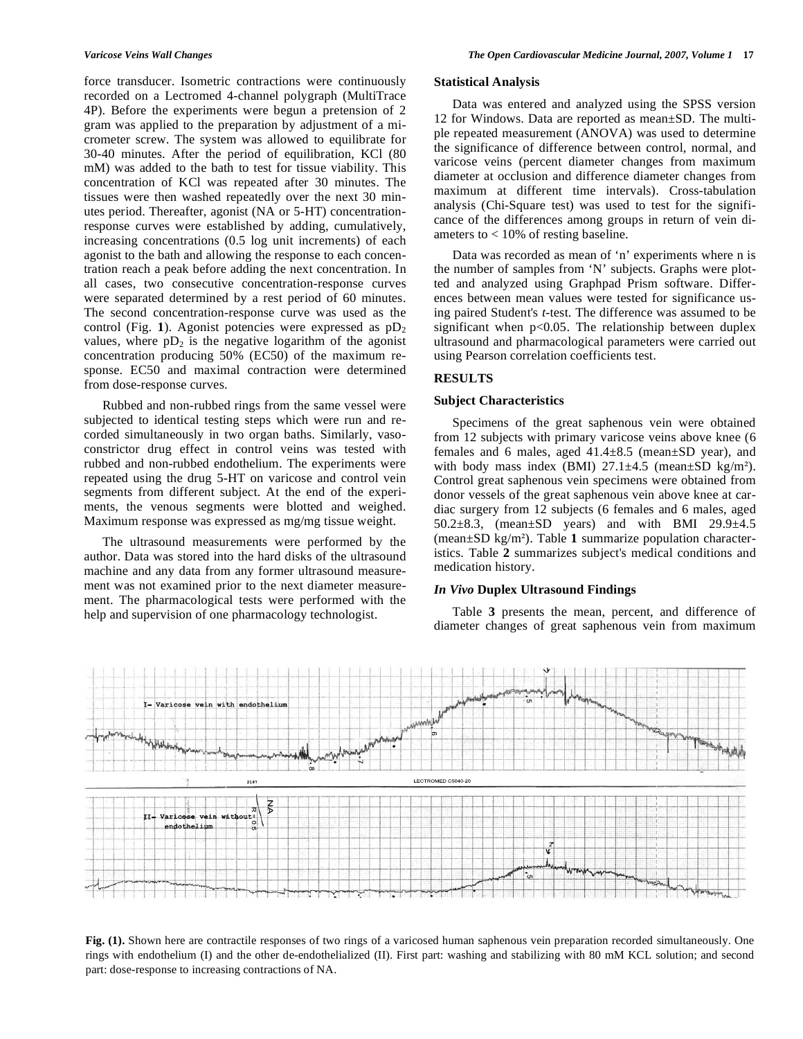force transducer. Isometric contractions were continuously recorded on a Lectromed 4-channel polygraph (MultiTrace 4P). Before the experiments were begun a pretension of 2 gram was applied to the preparation by adjustment of a micrometer screw. The system was allowed to equilibrate for 30-40 minutes. After the period of equilibration, KCl (80 mM) was added to the bath to test for tissue viability. This concentration of KCl was repeated after 30 minutes. The tissues were then washed repeatedly over the next 30 minutes period. Thereafter, agonist (NA or 5-HT) concentration-response curves were established by adding, cumulatively, increasing concentrations (0.5 log unit increments) of each agonist to the bath and allowing the response to each concentration reach a peak before adding the next concentration. In all cases, two consecutive concentration-response curves were separated determined by a rest period of 60 minutes. The second concentration-response curve was used as the control (Fig. **1**). Agonist potencies were expressed as $pD_2$ values, where $pD_2$ is the negative logarithm of the agonist concentration producing 50% (EC50) of the maximum response. EC50 and maximal contraction were determined from dose-response curves.

Rubbed and non-rubbed rings from the same vessel were subjected to identical testing steps which were run and recorded simultaneously in two organ baths. Similarly, vasoconstrictor drug effect in control veins was tested with rubbed and non-rubbed endothelium. The experiments were repeated using the drug 5-HT on varicose and control vein segments from different subject. At the end of the experiments, the venous segments were blotted and weighed. Maximum response was expressed as mg/mg tissue weight.

The ultrasound measurements were performed by the author. Data was stored into the hard disks of the ultrasound machine and any data from any former ultrasound measurement was not examined prior to the next diameter measurement. The pharmacological tests were performed with the help and supervision of one pharmacology technologist.

### Statistical Analysis

Data was entered and analyzed using the SPSS version 12 for Windows. Data are reported as mean±SD. The multiple repeated measurement (ANOVA) was used to determine the significance of difference between control, normal, and varicose veins (percent diameter changes from maximum diameter at occlusion and difference diameter changes from maximum at different time intervals). Cross-tabulation analysis (Chi-Square test) was used to test for the significance of the differences among groups in return of vein diameters to < 10% of resting baseline.

Data was recorded as mean of 'n' experiments where n is the number of samples from 'N' subjects. Graphs were plotted and analyzed using Graphpad Prism software. Differences between mean values were tested for significance using paired Student's *t*-test. The difference was assumed to be significant when $p<0.05$. The relationship between duplex ultrasound and pharmacological parameters were carried out using Pearson correlation coefficients test.

## RESULTS

### Subject Characteristics

Specimens of the great saphenous vein were obtained from 12 subjects with primary varicose veins above knee (6 females and 6 males, aged 41.4±8.5 (mean±SD year), and with body mass index (BMI) 27.1±4.5 (mean±SD kg/m²). Control great saphenous vein specimens were obtained from donor vessels of the great saphenous vein above knee at cardiac surgery from 12 subjects (6 females and 6 males, aged 50.2±8.3, (mean±SD years) and with BMI 29.9±4.5 (mean±SD kg/m²). Table **1** summarize population characteristics. Table **2** summarizes subject's medical conditions and medication history.

### *In Vivo* Duplex Ultrasound Findings

Table **3** presents the mean, percent, and difference of diameter changes of great saphenous vein from maximum

**Fig. (1).** Shown here are contractile responses of two rings of a varicosed human saphenous vein preparation recorded simultaneously. One rings with endothelium (I) and the other de-endothelialized (II). First part: washing and stabilizing with 80 mM KCL solution; and second part: dose-response to increasing contractions of NA.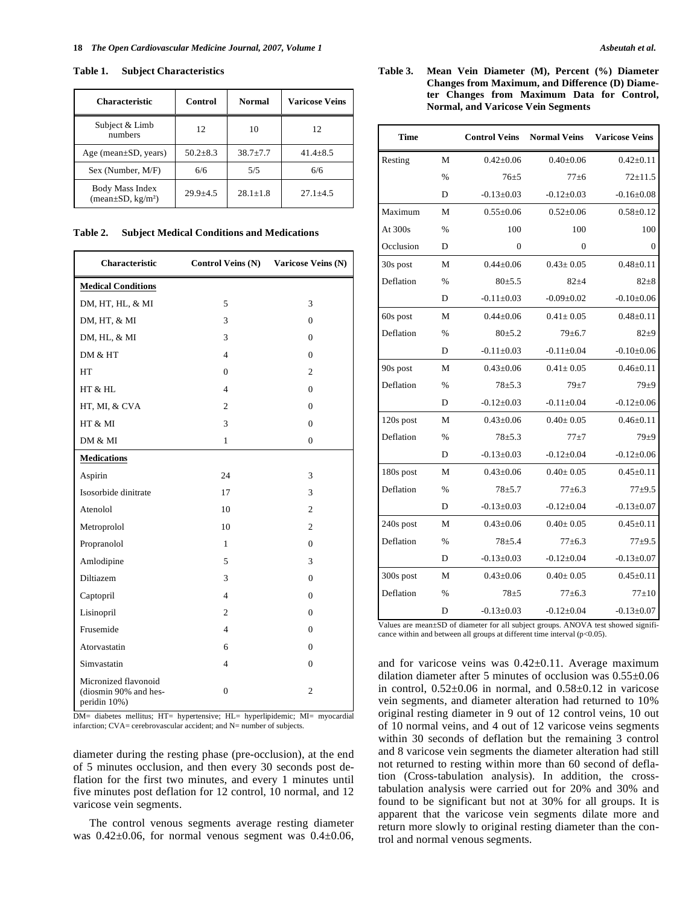**Table 1. Subject Characteristics**

| Characteristic | Control | Normal | Varicose Veins |
|---|---|---|---|
| Subject & Limb numbers | 12 | 10 | 12 |
| Age (mean±SD, years) | 50.2±8.3 | 38.7±7.7 | 41.4±8.5 |
| Sex (Number, M/F) | 6/6 | 5/5 | 6/6 |
| Body Mass Index (mean±SD, kg/m²) | 29.9±4.5 | 28.1±1.8 | 27.1±4.5 |

**Table 2. Subject Medical Conditions and Medications**

| Characteristic | Control Veins (N) | Varicose Veins (N) |
|---|---|---|
| **Medical Conditions** | | |
| DM, HT, HL, & MI | 5 | 3 |
| DM, HT, & MI | 3 | 0 |
| DM, HL, & MI | 3 | 0 |
| DM & HT | 4 | 0 |
| HT | 0 | 2 |
| HT & HL | 4 | 0 |
| HT, MI, & CVA | 2 | 0 |
| HT & MI | 3 | 0 |
| DM & MI | 1 | 0 |
| **Medications** | | |
| Aspirin | 24 | 3 |
| Isosorbide dinitrate | 17 | 3 |
| Atenolol | 10 | 2 |
| Metroprolol | 10 | 2 |
| Propranolol | 1 | 0 |
| Amlodipine | 5 | 3 |
| Diltiazem | 3 | 0 |
| Captopril | 4 | 0 |
| Lisinopril | 2 | 0 |
| Frusemide | 4 | 0 |
| Atorvastatin | 6 | 0 |
| Simvastatin | 4 | 0 |
| Micronized flavonoid (diosmin 90% and hesperidin 10%) | 0 | 2 |

DM= diabetes mellitus; HT= hypertensive; HL= hyperlipidemic; MI= myocardial infarction; CVA= cerebrovascular accident; and N= number of subjects.

diameter during the resting phase (pre-occlusion), at the end of 5 minutes occlusion, and then every 30 seconds post deflation for the first two minutes, and every 1 minutes until five minutes post deflation for 12 control, 10 normal, and 12 varicose vein segments.

The control venous segments average resting diameter was 0.42±0.06, for normal venous segment was 0.4±0.06, and for varicose veins was 0.42±0.11. Average maximum dilation diameter after 5 minutes of occlusion was 0.55±0.06 in control, 0.52±0.06 in normal, and 0.58±0.12 in varicose vein segments, and diameter alteration had returned to 10% original resting diameter in 9 out of 12 control veins, 10 out of 10 normal veins, and 4 out of 12 varicose veins segments within 30 seconds of deflation but the remaining 3 control and 8 varicose vein segments the diameter alteration had still not returned to resting within more than 60 second of deflation (Cross-tabulation analysis). In addition, the cross-tabulation analysis were carried out for 20% and 30% and found to be significant but not at 30% for all groups. It is apparent that the varicose vein segments dilate more and return more slowly to original resting diameter than the control and normal venous segments.

**Table 3. Mean Vein Diameter (M), Percent (%) Diameter Changes from Maximum, and Difference (D) Diameter Changes from Maximum Data for Control, Normal, and Varicose Vein Segments**

| Time | | Control Veins | Normal Veins | Varicose Veins |
|---|---|---|---|---|
| Resting | M | 0.42±0.06 | 0.40±0.06 | 0.42±0.11 |
| | % | 76±5 | 77±6 | 72±11.5 |
| | D | -0.13±0.03 | -0.12±0.03 | -0.16±0.08 |
| Maximum | M | 0.55±0.06 | 0.52±0.06 | 0.58±0.12 |
| At 300s | % | 100 | 100 | 100 |
| Occlusion | D | 0 | 0 | 0 |
| 30s post | M | 0.44±0.06 | 0.43± 0.05 | 0.48±0.11 |
| Deflation | % | 80±5.5 | 82±4 | 82±8 |
| | D | -0.11±0.03 | -0.09±0.02 | -0.10±0.06 |
| 60s post | M | 0.44±0.06 | 0.41± 0.05 | 0.48±0.11 |
| Deflation | % | 80±5.2 | 79±6.7 | 82±9 |
| | D | -0.11±0.03 | -0.11±0.04 | -0.10±0.06 |
| 90s post | M | 0.43±0.06 | 0.41± 0.05 | 0.46±0.11 |
| Deflation | % | 78±5.3 | 79±7 | 79±9 |
| | D | -0.12±0.03 | -0.11±0.04 | -0.12±0.06 |
| 120s post | M | 0.43±0.06 | 0.40± 0.05 | 0.46±0.11 |
| Deflation | % | 78±5.3 | 77±7 | 79±9 |
| | D | -0.13±0.03 | -0.12±0.04 | -0.12±0.06 |
| 180s post | M | 0.43±0.06 | 0.40± 0.05 | 0.45±0.11 |
| Deflation | % | 78±5.7 | 77±6.3 | 77±9.5 |
| | D | -0.13±0.03 | -0.12±0.04 | -0.13±0.07 |
| 240s post | M | 0.43±0.06 | 0.40± 0.05 | 0.45±0.11 |
| Deflation | % | 78±5.4 | 77±6.3 | 77±9.5 |
| | D | -0.13±0.03 | -0.12±0.04 | -0.13±0.07 |
| 300s post | M | 0.43±0.06 | 0.40± 0.05 | 0.45±0.11 |
| Deflation | % | 78±5 | 77±6.3 | 77±10 |
| | D | -0.13±0.03 | -0.12±0.04 | -0.13±0.07 |

Values are mean±SD of diameter for all subject groups. ANOVA test showed significance within and between all groups at different time interval ($p<0.05$).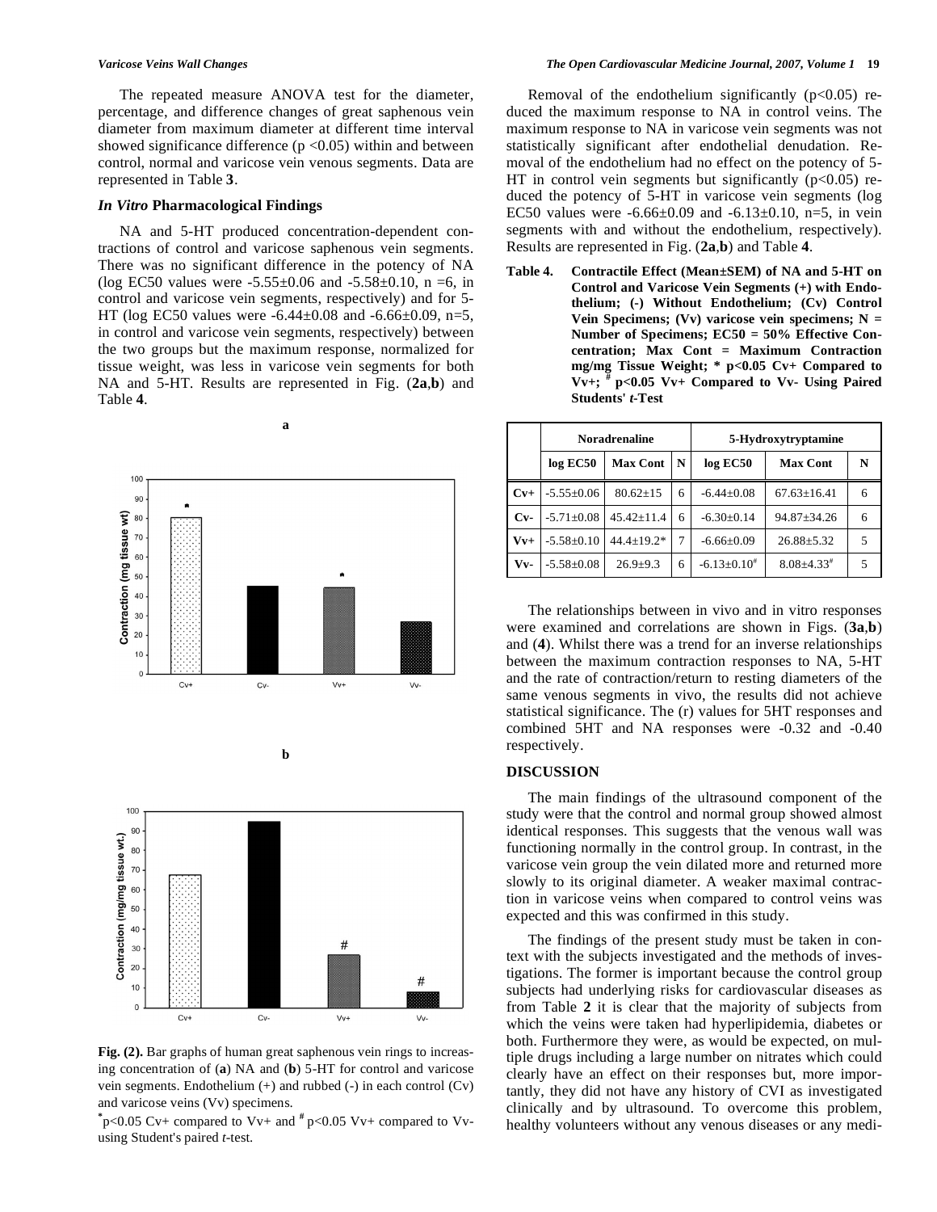The repeated measure ANOVA test for the diameter, percentage, and difference changes of great saphenous vein diameter from maximum diameter at different time interval showed significance difference ($p < 0.05$) within and between control, normal and varicose vein venous segments. Data are represented in Table **3**.

### *In Vitro* Pharmacological Findings

NA and 5-HT produced concentration-dependent contractions of control and varicose saphenous vein segments. There was no significant difference in the potency of NA (log EC50 values were -5.55±0.06 and -5.58±0.10, n =6, in control and varicose vein segments, respectively) and for 5-HT (log EC50 values were -6.44±0.08 and -6.66±0.09, n=5, in control and varicose vein segments, respectively) between the two groups but the maximum response, normalized for tissue weight, was less in varicose vein segments for both NA and 5-HT. Results are represented in Fig. (**2a**,**b**) and Table **4**.

**Fig. (2).** Bar graphs of human great saphenous vein rings to increasing concentration of (**a**) NA and (**b**) 5-HT for control and varicose vein segments. Endothelium (+) and rubbed (-) in each control (Cv) and varicose veins (Vv) specimens.

*p<0.05 Cv+ compared to Vv+ and # p<0.05 Vv+ compared to Vv- using Student's paired *t*-test.

Removal of the endothelium significantly ($p<0.05$) reduced the maximum response to NA in control veins. The maximum response to NA in varicose vein segments was not statistically significant after endothelial denudation. Removal of the endothelium had no effect on the potency of 5-HT in control vein segments but significantly ($p<0.05$) reduced the potency of 5-HT in varicose vein segments (log EC50 values were -6.66±0.09 and -6.13±0.10, n=5, in vein segments with and without the endothelium, respectively). Results are represented in Fig. (**2a**,**b**) and Table **4**.

**Table 4. Contractile Effect (Mean±SEM) of NA and 5-HT on Control and Varicose Vein Segments (+) with Endothelium; (-) Without Endothelium; (Cv) Control Vein Specimens; (Vv) varicose vein specimens; N = Number of Specimens; EC50 = 50% Effective Concentration; Max Cont = Maximum Contraction mg/mg Tissue Weight; * p<0.05 Cv+ Compared to Vv+; # p<0.05 Vv+ Compared to Vv- Using Paired Students' *t*-Test**

| | Noradrenaline | | | 5-Hydroxytryptamine | | |
|---|---|---|---|---|---|---|
| | log EC50 | Max Cont | N | log EC50 | Max Cont | N |
| **Cv+** | -5.55±0.06 | 80.62±15 | 6 | -6.44±0.08 | 67.63±16.41 | 6 |
| **Cv-** | -5.71±0.08 | 45.42±11.4 | 6 | -6.30±0.14 | 94.87±34.26 | 6 |
| **Vv+** | -5.58±0.10 | 44.4±19.2* | 7 | -6.66±0.09 | 26.88±5.32 | 5 |
| **Vv-** | -5.58±0.08 | 26.9±9.3 | 6 | -6.13±0.10# | 8.08±4.33# | 5 |

The relationships between in vivo and in vitro responses were examined and correlations are shown in Figs. (**3a**,**b**) and (**4**). Whilst there was a trend for an inverse relationships between the maximum contraction responses to NA, 5-HT and the rate of contraction/return to resting diameters of the same venous segments in vivo, the results did not achieve statistical significance. The (r) values for 5HT responses and combined 5HT and NA responses were -0.32 and -0.40 respectively.

## DISCUSSION

The main findings of the ultrasound component of the study were that the control and normal group showed almost identical responses. This suggests that the venous wall was functioning normally in the control group. In contrast, in the varicose vein group the vein dilated more and returned more slowly to its original diameter. A weaker maximal contraction in varicose veins when compared to control veins was expected and this was confirmed in this study.

The findings of the present study must be taken in context with the subjects investigated and the methods of investigations. The former is important because the control group subjects had underlying risks for cardiovascular diseases as from Table **2** it is clear that the majority of subjects from which the veins were taken had hyperlipidemia, diabetes or both. Furthermore they were, as would be expected, on multiple drugs including a large number on nitrates which could clearly have an effect on their responses but, more importantly, they did not have any history of CVI as investigated clinically and by ultrasound. To overcome this problem, healthy volunteers without any venous diseases or any medi-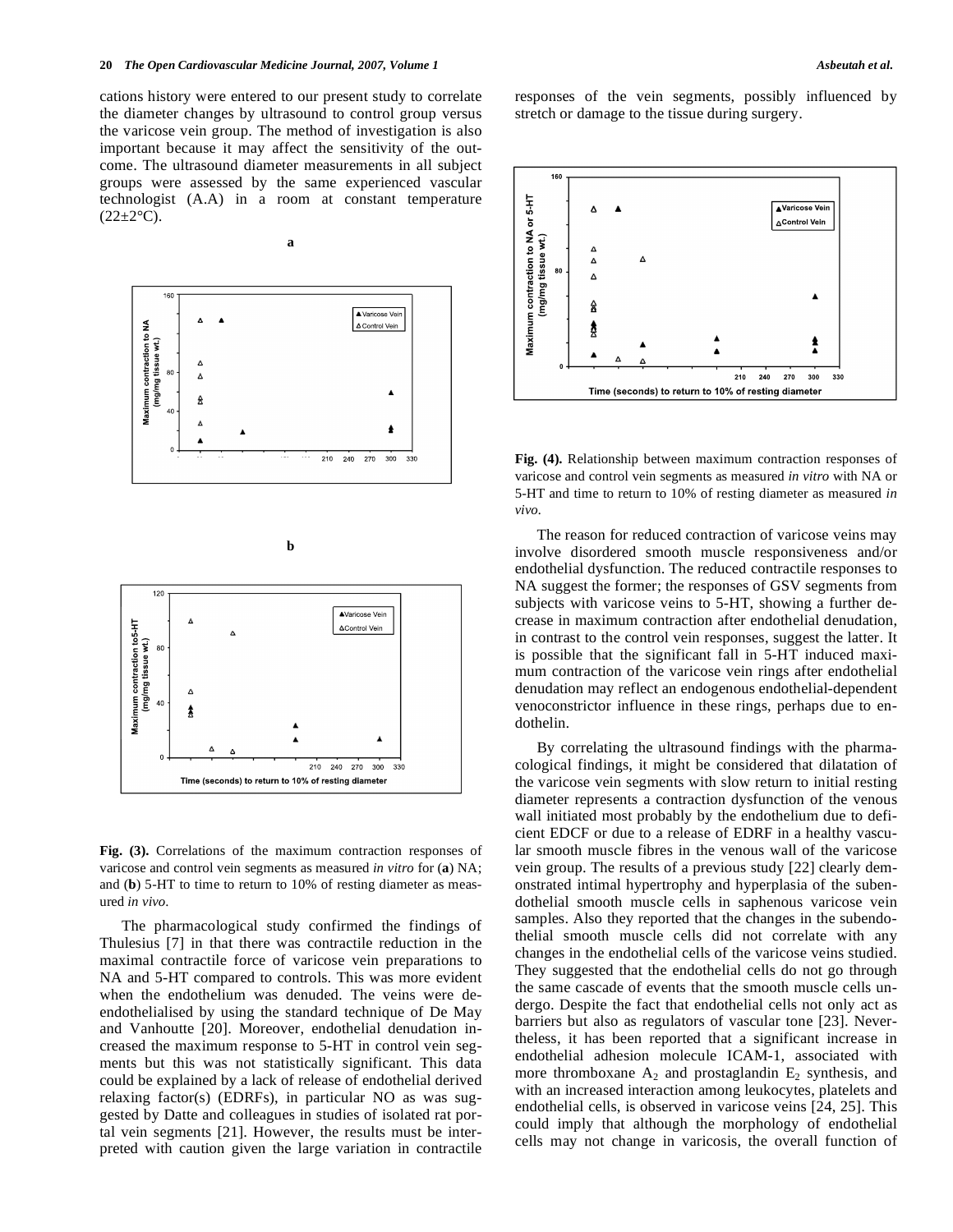cations history were entered to our present study to correlate the diameter changes by ultrasound to control group versus the varicose vein group. The method of investigation is also important because it may affect the sensitivity of the outcome. The ultrasound diameter measurements in all subject groups were assessed by the same experienced vascular technologist (A.A) in a room at constant temperature (22±2°C).

**a**

**b**

**Fig. (3).** Correlations of the maximum contraction responses of varicose and control vein segments as measured *in vitro* for (**a**) NA; and (**b**) 5-HT to time to return to 10% of resting diameter as measured *in vivo*.

The pharmacological study confirmed the findings of Thulesius [7] in that there was contractile reduction in the maximal contractile force of varicose vein preparations to NA and 5-HT compared to controls. This was more evident when the endothelium was denuded. The veins were de-endothelialised by using the standard technique of De May and Vanhoutte [20]. Moreover, endothelial denudation increased the maximum response to 5-HT in control vein segments but this was not statistically significant. This data could be explained by a lack of release of endothelial derived relaxing factor(s) (EDRFs), in particular NO as was suggested by Datte and colleagues in studies of isolated rat portal vein segments [21]. However, the results must be interpreted with caution given the large variation in contractile responses of the vein segments, possibly influenced by stretch or damage to the tissue during surgery.

**Fig. (4).** Relationship between maximum contraction responses of varicose and control vein segments as measured *in vitro* with NA or 5-HT and time to return to 10% of resting diameter as measured *in vivo*.

The reason for reduced contraction of varicose veins may involve disordered smooth muscle responsiveness and/or endothelial dysfunction. The reduced contractile responses to NA suggest the former; the responses of GSV segments from subjects with varicose veins to 5-HT, showing a further decrease in maximum contraction after endothelial denudation, in contrast to the control vein responses, suggest the latter. It is possible that the significant fall in 5-HT induced maximum contraction of the varicose vein rings after endothelial denudation may reflect an endogenous endothelial-dependent venoconstrictor influence in these rings, perhaps due to endothelin.

By correlating the ultrasound findings with the pharmacological findings, it might be considered that dilatation of the varicose vein segments with slow return to initial resting diameter represents a contraction dysfunction of the venous wall initiated most probably by the endothelium due to deficient EDCF or due to a release of EDRF in a healthy vascular smooth muscle fibres in the venous wall of the varicose vein group. The results of a previous study [22] clearly demonstrated intimal hypertrophy and hyperplasia of the subendothelial smooth muscle cells in saphenous varicose vein samples. Also they reported that the changes in the subendothelial smooth muscle cells did not correlate with any changes in the endothelial cells of the varicose veins studied. They suggested that the endothelial cells do not go through the same cascade of events that the smooth muscle cells undergo. Despite the fact that endothelial cells not only act as barriers but also as regulators of vascular tone [23]. Nevertheless, it has been reported that a significant increase in endothelial adhesion molecule ICAM-1, associated with more thromboxane $A_2$ and prostaglandin $E_2$ synthesis, and with an increased interaction among leukocytes, platelets and endothelial cells, is observed in varicose veins [24, 25]. This could imply that although the morphology of endothelial cells may not change in varicosis, the overall function of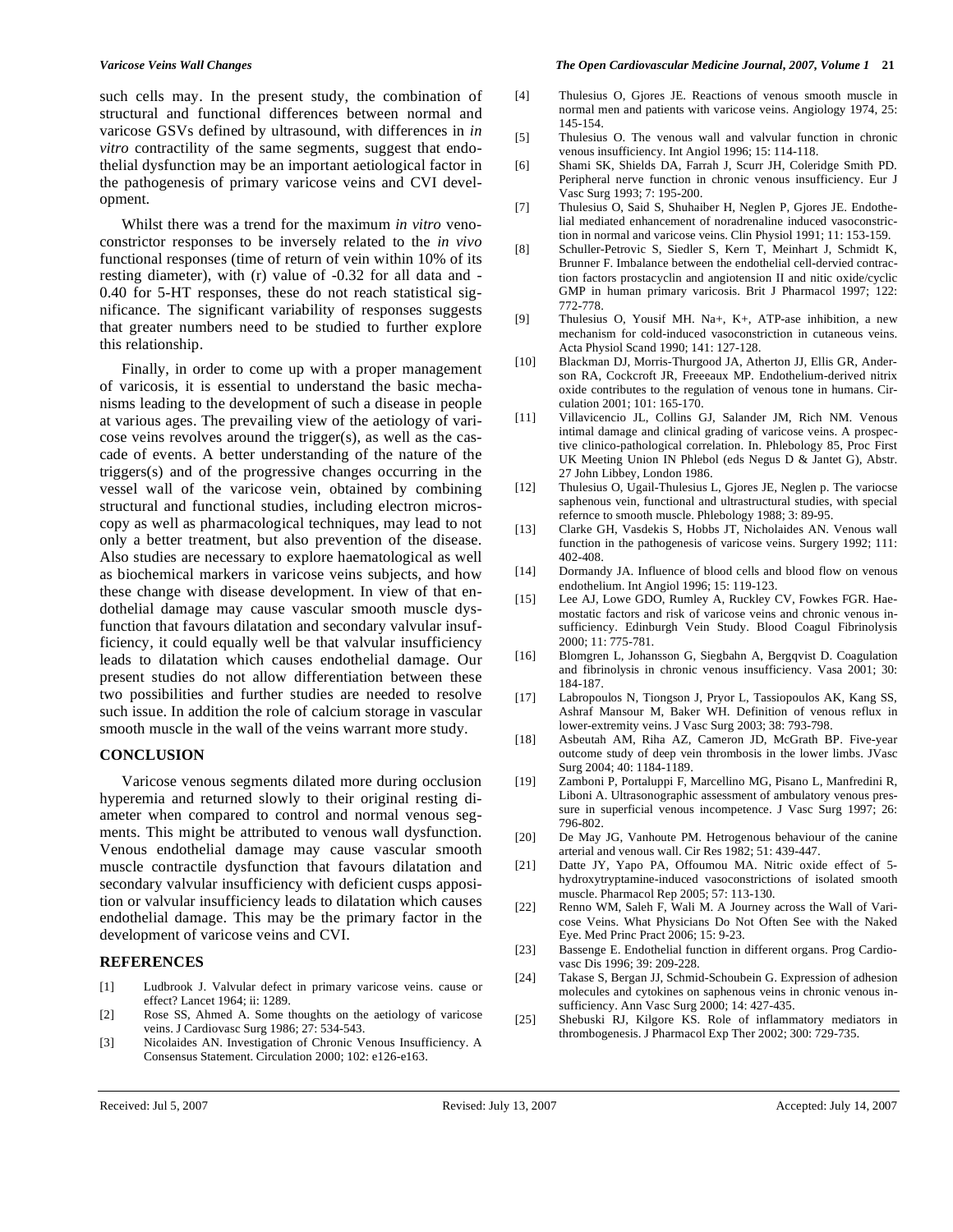such cells may. In the present study, the combination of structural and functional differences between normal and varicose GSVs defined by ultrasound, with differences in *in vitro* contractility of the same segments, suggest that endothelial dysfunction may be an important aetiological factor in the pathogenesis of primary varicose veins and CVI development.

Whilst there was a trend for the maximum *in vitro* venoconstrictor responses to be inversely related to the *in vivo* functional responses (time of return of vein within 10% of its resting diameter), with (r) value of -0.32 for all data and -0.40 for 5-HT responses, these do not reach statistical significance. The significant variability of responses suggests that greater numbers need to be studied to further explore this relationship.

Finally, in order to come up with a proper management of varicosis, it is essential to understand the basic mechanisms leading to the development of such a disease in people at various ages. The prevailing view of the aetiology of varicose veins revolves around the trigger(s), as well as the cascade of events. A better understanding of the nature of the triggers(s) and of the progressive changes occurring in the vessel wall of the varicose vein, obtained by combining structural and functional studies, including electron microscopy as well as pharmacological techniques, may lead to not only a better treatment, but also prevention of the disease. Also studies are necessary to explore haematological as well as biochemical markers in varicose veins subjects, and how these change with disease development. In view of that endothelial damage may cause vascular smooth muscle dysfunction that favours dilatation and secondary valvular insufficiency, it could equally well be that valvular insufficiency leads to dilatation which causes endothelial damage. Our present studies do not allow differentiation between these two possibilities and further studies are needed to resolve such issue. In addition the role of calcium storage in vascular smooth muscle in the wall of the veins warrant more study.

## CONCLUSION

Varicose venous segments dilated more during occlusion hyperemia and returned slowly to their original resting diameter when compared to control and normal venous segments. This might be attributed to venous wall dysfunction. Venous endothelial damage may cause vascular smooth muscle contractile dysfunction that favours dilatation and secondary valvular insufficiency with deficient cusps apposition or valvular insufficiency leads to dilatation which causes endothelial damage. This may be the primary factor in the development of varicose veins and CVI.

## REFERENCES

[1] Ludbrook J. Valvular defect in primary varicose veins. cause or effect? Lancet 1964; ii: 1289.

[2] Rose SS, Ahmed A. Some thoughts on the aetiology of varicose veins. J Cardiovasc Surg 1986; 27: 534-543.

[3] Nicolaides AN. Investigation of Chronic Venous Insufficiency. A Consensus Statement. Circulation 2000; 102: e126-e163.

[4] Thulesius O, Gjores JE. Reactions of venous smooth muscle in normal men and patients with varicose veins. Angiology 1974, 25: 145-154.

[5] Thulesius O. The venous wall and valvular function in chronic venous insufficiency. Int Angiol 1996; 15: 114-118.

[6] Shami SK, Shields DA, Farrah J, Scurr JH, Coleridge Smith PD. Peripheral nerve function in chronic venous insufficiency. Eur J Vasc Surg 1993; 7: 195-200.

[7] Thulesius O, Said S, Shuhaiber H, Neglen P, Gjores JE. Endothelial mediated enhancement of noradrenaline induced vasoconstriction in normal and varicose veins. Clin Physiol 1991; 11: 153-159.

[8] Schuller-Petrovic S, Siedler S, Kern T, Meinhart J, Schmidt K, Brunner F. Imbalance between the endothelial cell-dervied contraction factors prostacyclin and angiotension II and nitic oxide/cyclic GMP in human primary varicosis. Brit J Pharmacol 1997; 122: 772-778.

[9] Thulesius O, Yousif MH. Na+, K+, ATP-ase inhibition, a new mechanism for cold-induced vasoconstriction in cutaneous veins. Acta Physiol Scand 1990; 141: 127-128.

[10] Blackman DJ, Morris-Thurgood JA, Atherton JJ, Ellis GR, Anderson RA, Cockcroft JR, Freeeaux MP. Endothelium-derived nitrix oxide contributes to the regulation of venous tone in humans. Circulation 2001; 101: 165-170.

[11] Villavicencio JL, Collins GJ, Salander JM, Rich NM. Venous intimal damage and clinical grading of varicose veins. A prospective clinico-pathological correlation. In. Phlebology 85, Proc First UK Meeting Union IN Phlebol (eds Negus D & Jantet G), Abstr. 27 John Libbey, London 1986.

[12] Thulesius O, Ugail-Thulesius L, Gjores JE, Neglen p. The variocse saphenous vein, functional and ultrastructural studies, with special refernce to smooth muscle. Phlebology 1988; 3: 89-95.

[13] Clarke GH, Vasdekis S, Hobbs JT, Nicholaides AN. Venous wall function in the pathogenesis of varicose veins. Surgery 1992; 111: 402-408.

[14] Dormandy JA. Influence of blood cells and blood flow on venous endothelium. Int Angiol 1996; 15: 119-123.

[15] Lee AJ, Lowe GDO, Rumley A, Ruckley CV, Fowkes FGR. Haemostatic factors and risk of varicose veins and chronic venous insufficiency. Edinburgh Vein Study. Blood Coagul Fibrinolysis 2000; 11: 775-781.

[16] Blomgren L, Johansson G, Siegbahn A, Bergqvist D. Coagulation and fibrinolysis in chronic venous insufficiency. Vasa 2001; 30: 184-187.

[17] Labropoulos N, Tiongson J, Pryor L, Tassiopoulos AK, Kang SS, Ashraf Mansour M, Baker WH. Definition of venous reflux in lower-extremity veins. J Vasc Surg 2003; 38: 793-798.

[18] Asbeutah AM, Riha AZ, Cameron JD, McGrath BP. Five-year outcome study of deep vein thrombosis in the lower limbs. JVasc Surg 2004; 40: 1184-1189.

[19] Zamboni P, Portaluppi F, Marcellino MG, Pisano L, Manfredini R, Liboni A. Ultrasonographic assessment of ambulatory venous pressure in superficial venous incompetence. J Vasc Surg 1997; 26: 796-802.

[20] De May JG, Vanhoute PM. Hetrogenous behaviour of the canine arterial and venous wall. Cir Res 1982; 51: 439-447.

[21] Datte JY, Yapo PA, Offoumou MA. Nitric oxide effect of 5-hydroxytryptamine-induced vasoconstrictions of isolated smooth muscle. Pharmacol Rep 2005; 57: 113-130.

[22] Renno WM, Saleh F, Wali M. A Journey across the Wall of Varicose Veins. What Physicians Do Not Often See with the Naked Eye. Med Princ Pract 2006; 15: 9-23.

[23] Bassenge E. Endothelial function in different organs. Prog Cardiovasc Dis 1996; 39: 209-228.

[24] Takase S, Bergan JJ, Schmid-Schoubein G. Expression of adhesion molecules and cytokines on saphenous veins in chronic venous insufficiency. Ann Vasc Surg 2000; 14: 427-435.

[25] Shebuski RJ, Kilgore KS. Role of inflammatory mediators in thrombogenesis. J Pharmacol Exp Ther 2002; 300: 729-735.

Received: Jul 5, 2007 Revised: July 13, 2007 Accepted: July 14, 2007